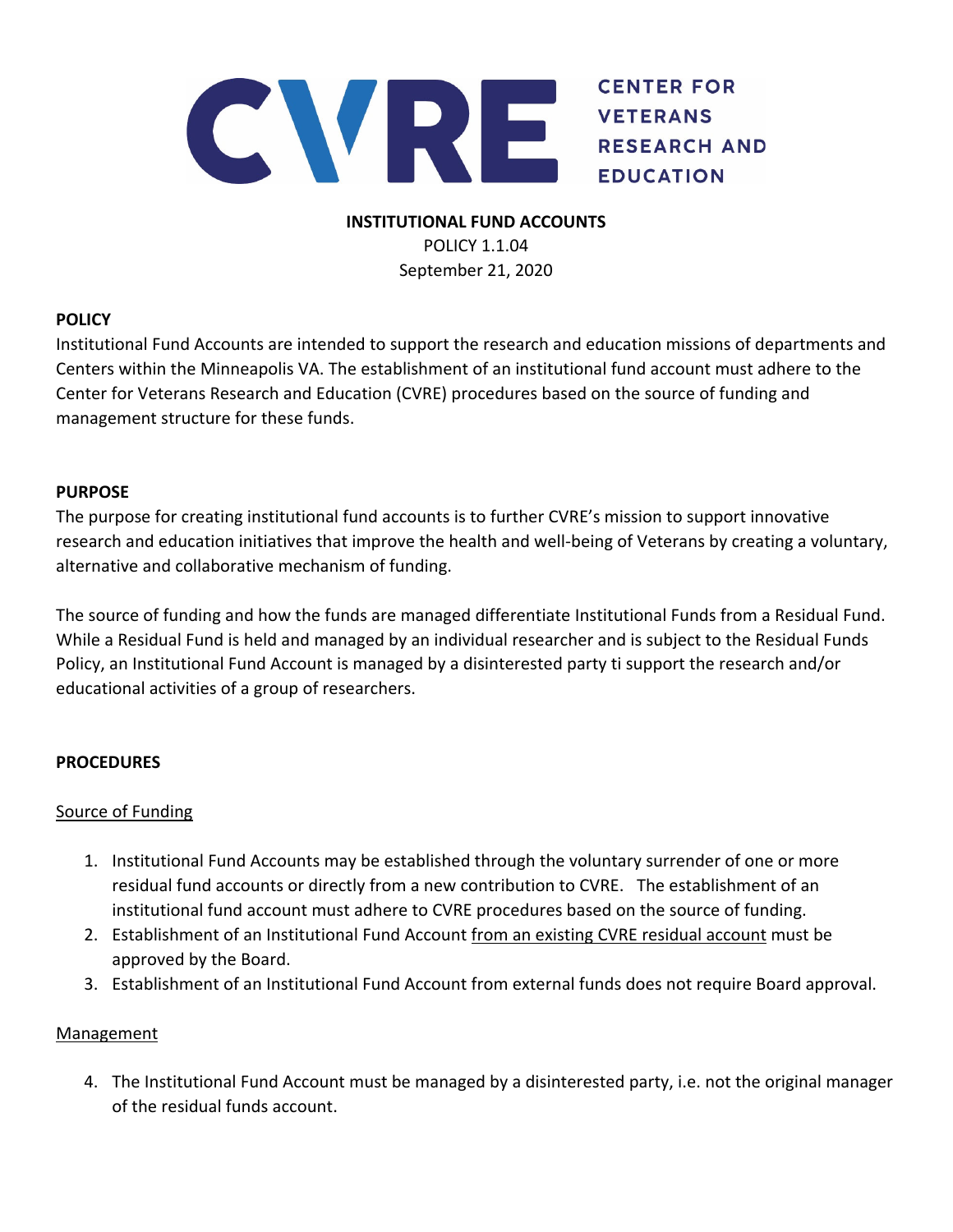CENTER FOR VETERANS RESEARCH AND EDUCATION

**INSTITUTIONAL FUND ACCOUNTS**

POLICY 1.1.04

September 21, 2020

## POLICY

Institutional Fund Accounts are intended to support the research and education missions of departments and Centers within the Minneapolis VA. The establishment of an institutional fund account must adhere to the Center for Veterans Research and Education (CVRE) procedures based on the source of funding and management structure for these funds.

## PURPOSE

The purpose for creating institutional fund accounts is to further CVRE's mission to support innovative research and education initiatives that improve the health and well-being of Veterans by creating a voluntary, alternative and collaborative mechanism of funding.

The source of funding and how the funds are managed differentiate Institutional Funds from a Residual Fund. While a Residual Fund is held and managed by an individual researcher and is subject to the Residual Funds Policy, an Institutional Fund Account is managed by a disinterested party ti support the research and/or educational activities of a group of researchers.

## PROCEDURES

### Source of Funding

1. Institutional Fund Accounts may be established through the voluntary surrender of one or more residual fund accounts or directly from a new contribution to CVRE. The establishment of an institutional fund account must adhere to CVRE procedures based on the source of funding.
2. Establishment of an Institutional Fund Account from an existing CVRE residual account must be approved by the Board.
3. Establishment of an Institutional Fund Account from external funds does not require Board approval.

### Management

4. The Institutional Fund Account must be managed by a disinterested party, i.e. not the original manager of the residual funds account.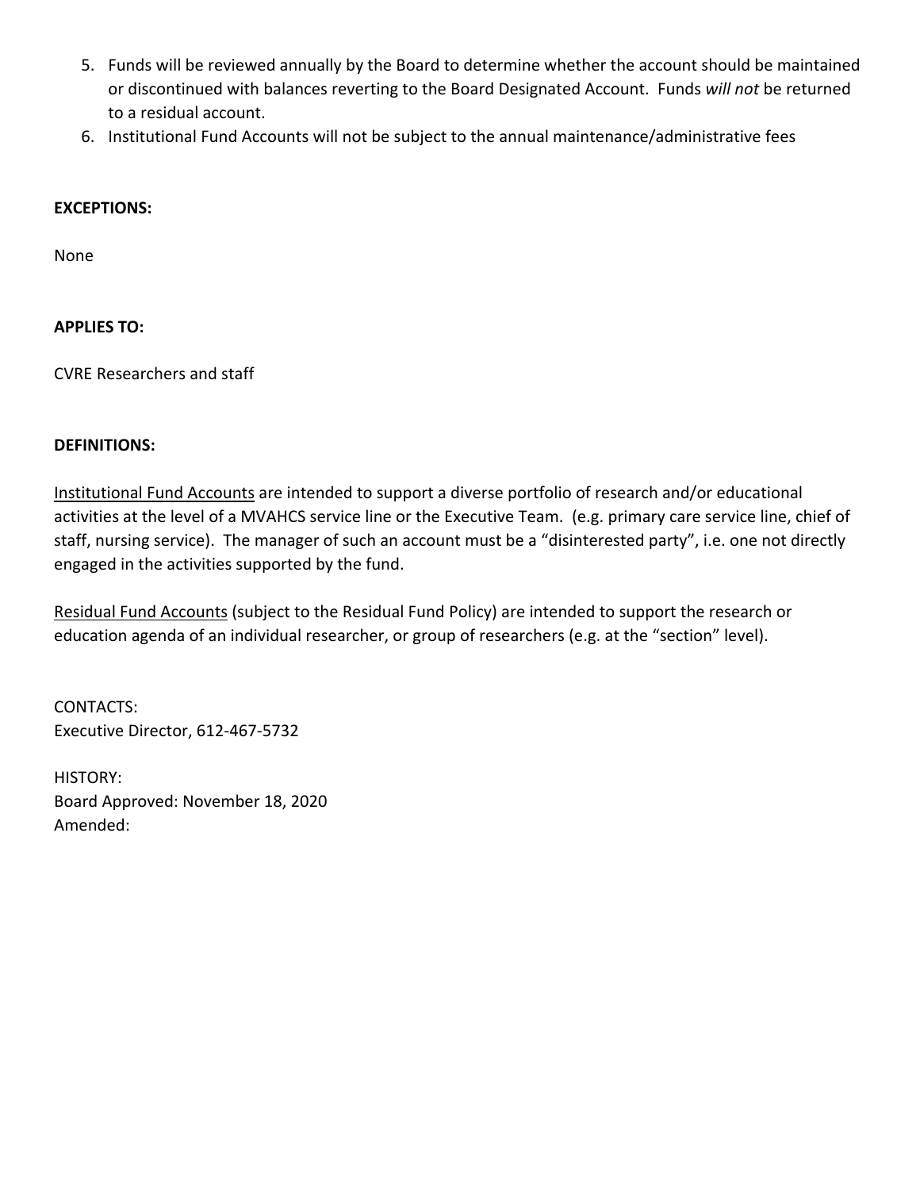5. Funds will be reviewed annually by the Board to determine whether the account should be maintained or discontinued with balances reverting to the Board Designated Account. Funds *will not* be returned to a residual account.
6. Institutional Fund Accounts will not be subject to the annual maintenance/administrative fees

**EXCEPTIONS:**

None

**APPLIES TO:**

CVRE Researchers and staff

**DEFINITIONS:**

<u>Institutional Fund Accounts</u> are intended to support a diverse portfolio of research and/or educational activities at the level of a MVAHCS service line or the Executive Team. (e.g. primary care service line, chief of staff, nursing service). The manager of such an account must be a "disinterested party", i.e. one not directly engaged in the activities supported by the fund.

<u>Residual Fund Accounts</u> (subject to the Residual Fund Policy) are intended to support the research or education agenda of an individual researcher, or group of researchers (e.g. at the "section" level).

CONTACTS:
Executive Director, 612-467-5732

HISTORY:
Board Approved: November 18, 2020
Amended: